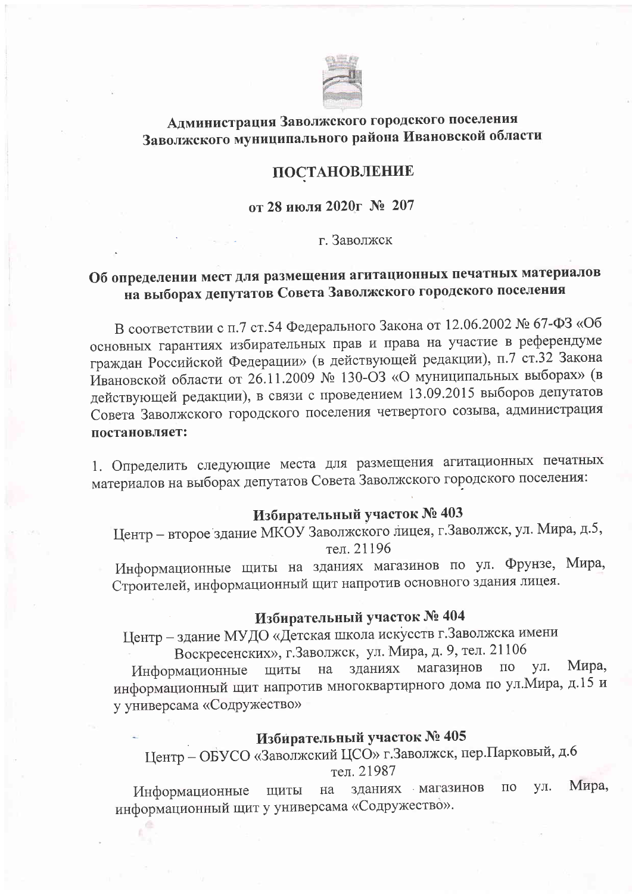**Администрация Заволжского городского поселения**
**Заволжского муниципального района Ивановской области**

# ПОСТАНОВЛЕНИЕ

**от 28 июля 2020г № 207**

г. Заволжск

## Об определении мест для размещения агитационных печатных материалов на выборах депутатов Совета Заволжского городского поселения

В соответствии с п.7 ст.54 Федерального Закона от 12.06.2002 № 67-ФЗ «Об основных гарантиях избирательных прав и права на участие в референдуме граждан Российской Федерации» (в действующей редакции), п.7 ст.32 Закона Ивановской области от 26.11.2009 № 130-ОЗ «О муниципальных выборах» (в действующей редакции), в связи с проведением 13.09.2015 выборов депутатов Совета Заволжского городского поселения четвертого созыва, администрация **постановляет:**

1. Определить следующие места для размещения агитационных печатных материалов на выборах депутатов Совета Заволжского городского поселения:

### Избирательный участок № 403

Центр – второе здание МКОУ Заволжского лицея, г.Заволжск, ул. Мира, д.5, тел. 21196

Информационные щиты на зданиях магазинов по ул. Фрунзе, Мира, Строителей, информационный щит напротив основного здания лицея.

### Избирательный участок № 404

Центр – здание МУДО «Детская школа искусств г.Заволжска имени Воскресенских», г.Заволжск, ул. Мира, д. 9, тел. 21106

Информационные щиты на зданиях магазинов по ул. Мира, информационный щит напротив многоквартирного дома по ул.Мира, д.15 и у универсама «Содружество»

### Избирательный участок № 405

Центр – ОБУСО «Заволжский ЦСО» г.Заволжск, пер.Парковый, д.6 тел. 21987

Информационные щиты на зданиях магазинов по ул. Мира, информационный щит у универсама «Содружество».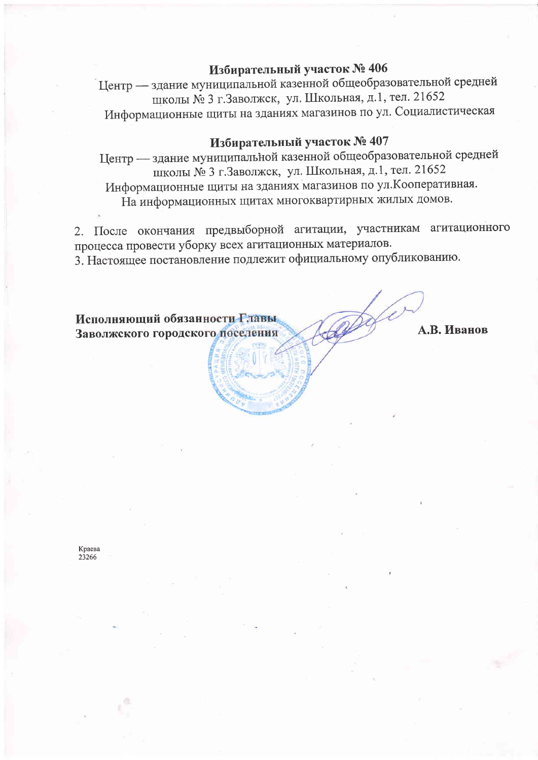**Избирательный участок № 406**

Центр — здание муниципальной казенной общеобразовательной средней школы № 3 г.Заволжск, ул. Школьная, д.1, тел. 21652

Информационные щиты на зданиях магазинов по ул. Социалистическая

**Избирательный участок № 407**

Центр — здание муниципальной казенной общеобразовательной средней школы № 3 г.Заволжск, ул. Школьная, д.1, тел. 21652

Информационные щиты на зданиях магазинов по ул.Кооперативная.

На информационных щитах многоквартирных жилых домов.

2. После окончания предвыборной агитации, участникам агитационного процесса провести уборку всех агитационных материалов.

3. Настоящее постановление подлежит официальному опубликованию.

**Исполняющий обязанности Главы Заволжского городского поселения** **А.В. Иванов**

Краева
23266